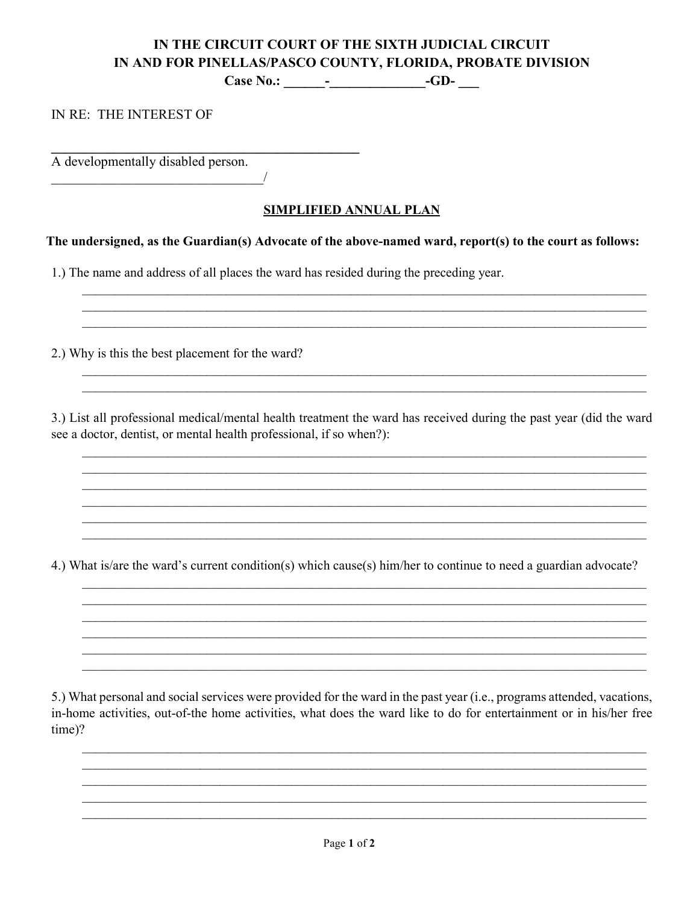**IN THE CIRCUIT COURT OF THE SIXTH JUDICIAL CIRCUIT**
**IN AND FOR PINELLAS/PASCO COUNTY, FLORIDA, PROBATE DIVISION**
**Case No.: ______-______________-GD- ___**

IN RE: THE INTEREST OF

_______________________________________________
A developmentally disabled person.
_______________________________/

## SIMPLIFIED ANNUAL PLAN

**The undersigned, as the Guardian(s) Advocate of the above-named ward, report(s) to the court as follows:**

1.) The name and address of all places the ward has resided during the preceding year.

_____________________________________________________________________________________
_____________________________________________________________________________________
_____________________________________________________________________________________

2.) Why is this the best placement for the ward?

_____________________________________________________________________________________
_____________________________________________________________________________________

3.) List all professional medical/mental health treatment the ward has received during the past year (did the ward see a doctor, dentist, or mental health professional, if so when?):

_____________________________________________________________________________________
_____________________________________________________________________________________
_____________________________________________________________________________________
_____________________________________________________________________________________
_____________________________________________________________________________________
_____________________________________________________________________________________

4.) What is/are the ward's current condition(s) which cause(s) him/her to continue to need a guardian advocate?

_____________________________________________________________________________________
_____________________________________________________________________________________
_____________________________________________________________________________________
_____________________________________________________________________________________
_____________________________________________________________________________________
_____________________________________________________________________________________

5.) What personal and social services were provided for the ward in the past year (i.e., programs attended, vacations, in-home activities, out-of-the home activities, what does the ward like to do for entertainment or in his/her free time)?

_____________________________________________________________________________________
_____________________________________________________________________________________
_____________________________________________________________________________________
_____________________________________________________________________________________
_____________________________________________________________________________________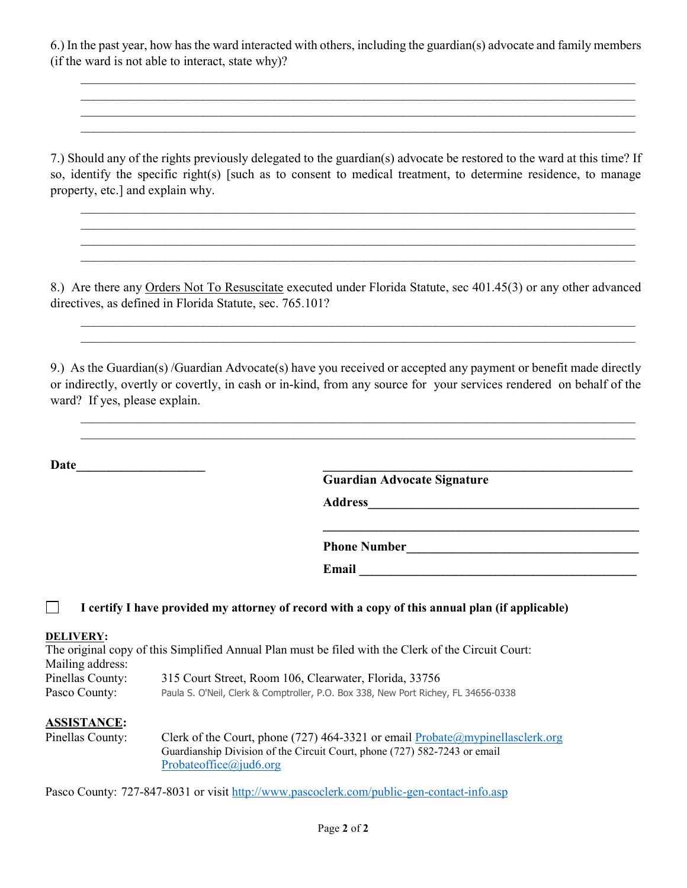6.) In the past year, how has the ward interacted with others, including the guardian(s) advocate and family members (if the ward is not able to interact, state why)?

______________________________________________________________________________
______________________________________________________________________________
______________________________________________________________________________
______________________________________________________________________________

7.) Should any of the rights previously delegated to the guardian(s) advocate be restored to the ward at this time? If so, identify the specific right(s) [such as to consent to medical treatment, to determine residence, to manage property, etc.] and explain why.

______________________________________________________________________________
______________________________________________________________________________
______________________________________________________________________________
______________________________________________________________________________

8.) Are there any Orders Not To Resuscitate executed under Florida Statute, sec 401.45(3) or any other advanced directives, as defined in Florida Statute, sec. 765.101?

______________________________________________________________________________
______________________________________________________________________________

9.) As the Guardian(s) /Guardian Advocate(s) have you received or accepted any payment or benefit made directly or indirectly, overtly or covertly, in cash or in-kind, from any source for your services rendered on behalf of the ward? If yes, please explain.

______________________________________________________________________________
______________________________________________________________________________

**Date____________________**

**_____________________________________________**
**Guardian Advocate Signature**

**Address_______________________________________**

**_____________________________________________**

**Phone Number__________________________________**

**Email ________________________________________**

☐ **I certify I have provided my attorney of record with a copy of this annual plan (if applicable)**

**DELIVERY:**
The original copy of this Simplified Annual Plan must be filed with the Clerk of the Circuit Court:
Mailing address:
Pinellas County: 315 Court Street, Room 106, Clearwater, Florida, 33756
Pasco County: Paula S. O'Neil, Clerk & Comptroller, P.O. Box 338, New Port Richey, FL 34656-0338

**ASSISTANCE:**
Pinellas County: Clerk of the Court, phone (727) 464-3321 or email Probate@mypinellasclerk.org
Guardianship Division of the Circuit Court, phone (727) 582-7243 or email Probateoffice@jud6.org

Pasco County: 727-847-8031 or visit http://www.pascoclerk.com/public-gen-contact-info.asp